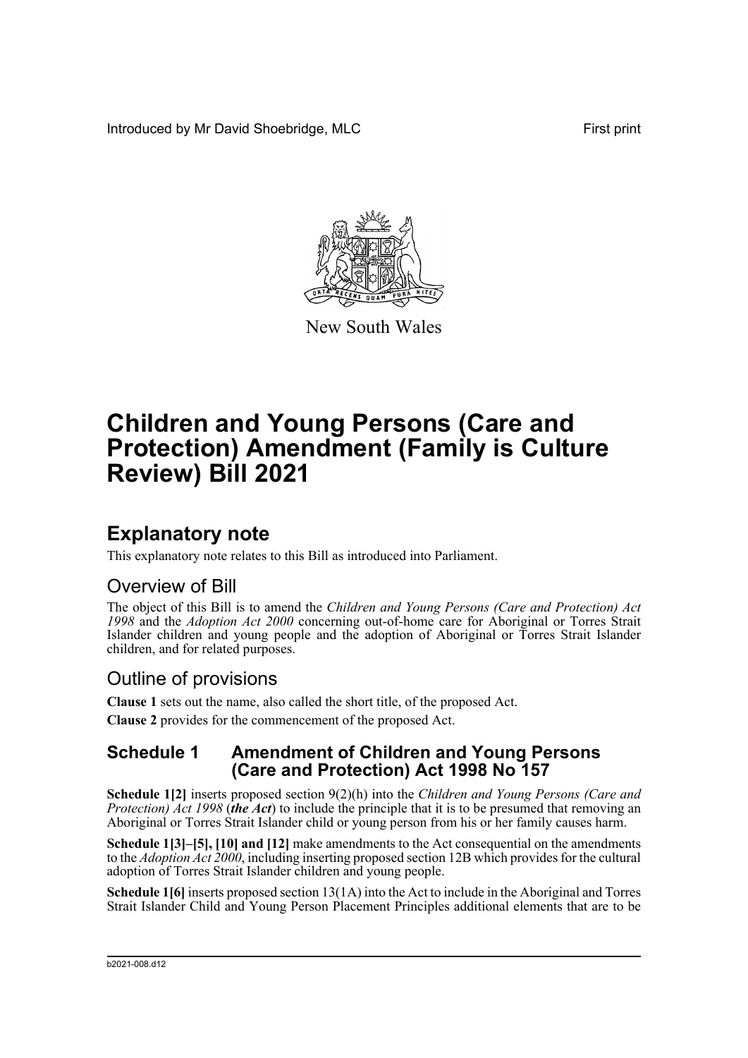Introduced by Mr David Shoebridge, MLC First print

New South Wales

# Children and Young Persons (Care and Protection) Amendment (Family is Culture Review) Bill 2021

## Explanatory note

This explanatory note relates to this Bill as introduced into Parliament.

### Overview of Bill

The object of this Bill is to amend the *Children and Young Persons (Care and Protection) Act 1998* and the *Adoption Act 2000* concerning out-of-home care for Aboriginal or Torres Strait Islander children and young people and the adoption of Aboriginal or Torres Strait Islander children, and for related purposes.

### Outline of provisions

**Clause 1** sets out the name, also called the short title, of the proposed Act.

**Clause 2** provides for the commencement of the proposed Act.

#### Schedule 1 Amendment of Children and Young Persons (Care and Protection) Act 1998 No 157

**Schedule 1[2]** inserts proposed section 9(2)(h) into the *Children and Young Persons (Care and Protection) Act 1998* (***the Act***) to include the principle that it is to be presumed that removing an Aboriginal or Torres Strait Islander child or young person from his or her family causes harm.

**Schedule 1[3]–[5], [10] and [12]** make amendments to the Act consequential on the amendments to the *Adoption Act 2000*, including inserting proposed section 12B which provides for the cultural adoption of Torres Strait Islander children and young people.

**Schedule 1[6]** inserts proposed section 13(1A) into the Act to include in the Aboriginal and Torres Strait Islander Child and Young Person Placement Principles additional elements that are to be

b2021-008.d12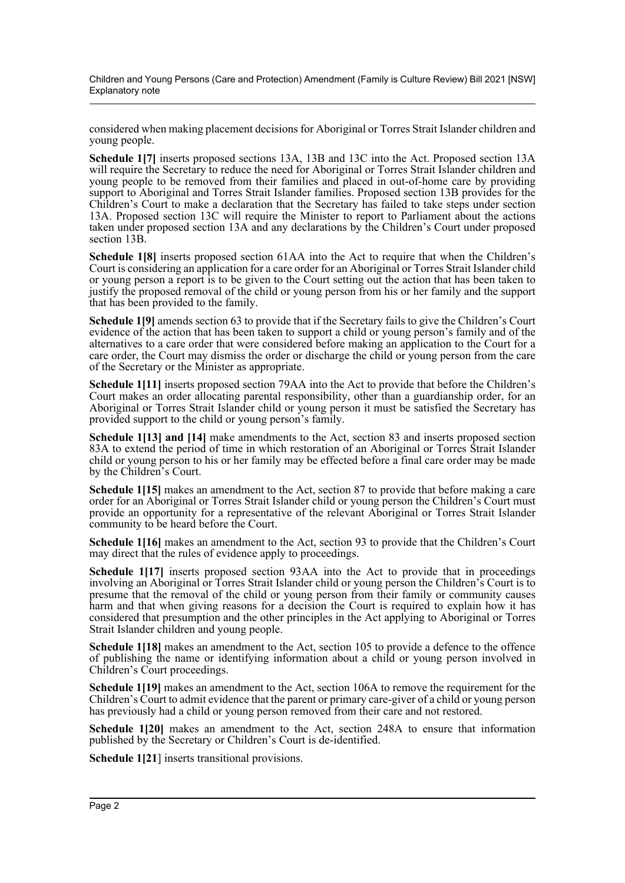considered when making placement decisions for Aboriginal or Torres Strait Islander children and young people.

**Schedule 1[7]** inserts proposed sections 13A, 13B and 13C into the Act. Proposed section 13A will require the Secretary to reduce the need for Aboriginal or Torres Strait Islander children and young people to be removed from their families and placed in out-of-home care by providing support to Aboriginal and Torres Strait Islander families. Proposed section 13B provides for the Children's Court to make a declaration that the Secretary has failed to take steps under section 13A. Proposed section 13C will require the Minister to report to Parliament about the actions taken under proposed section 13A and any declarations by the Children's Court under proposed section 13B.

**Schedule 1[8]** inserts proposed section 61AA into the Act to require that when the Children's Court is considering an application for a care order for an Aboriginal or Torres Strait Islander child or young person a report is to be given to the Court setting out the action that has been taken to justify the proposed removal of the child or young person from his or her family and the support that has been provided to the family.

**Schedule 1[9]** amends section 63 to provide that if the Secretary fails to give the Children's Court evidence of the action that has been taken to support a child or young person's family and of the alternatives to a care order that were considered before making an application to the Court for a care order, the Court may dismiss the order or discharge the child or young person from the care of the Secretary or the Minister as appropriate.

**Schedule 1[11]** inserts proposed section 79AA into the Act to provide that before the Children's Court makes an order allocating parental responsibility, other than a guardianship order, for an Aboriginal or Torres Strait Islander child or young person it must be satisfied the Secretary has provided support to the child or young person's family.

**Schedule 1[13] and [14]** make amendments to the Act, section 83 and inserts proposed section 83A to extend the period of time in which restoration of an Aboriginal or Torres Strait Islander child or young person to his or her family may be effected before a final care order may be made by the Children's Court.

**Schedule 1[15]** makes an amendment to the Act, section 87 to provide that before making a care order for an Aboriginal or Torres Strait Islander child or young person the Children's Court must provide an opportunity for a representative of the relevant Aboriginal or Torres Strait Islander community to be heard before the Court.

**Schedule 1[16]** makes an amendment to the Act, section 93 to provide that the Children's Court may direct that the rules of evidence apply to proceedings.

**Schedule 1[17]** inserts proposed section 93AA into the Act to provide that in proceedings involving an Aboriginal or Torres Strait Islander child or young person the Children's Court is to presume that the removal of the child or young person from their family or community causes harm and that when giving reasons for a decision the Court is required to explain how it has considered that presumption and the other principles in the Act applying to Aboriginal or Torres Strait Islander children and young people.

**Schedule 1[18]** makes an amendment to the Act, section 105 to provide a defence to the offence of publishing the name or identifying information about a child or young person involved in Children's Court proceedings.

**Schedule 1[19]** makes an amendment to the Act, section 106A to remove the requirement for the Children's Court to admit evidence that the parent or primary care-giver of a child or young person has previously had a child or young person removed from their care and not restored.

**Schedule 1[20]** makes an amendment to the Act, section 248A to ensure that information published by the Secretary or Children's Court is de-identified.

**Schedule 1[21]** inserts transitional provisions.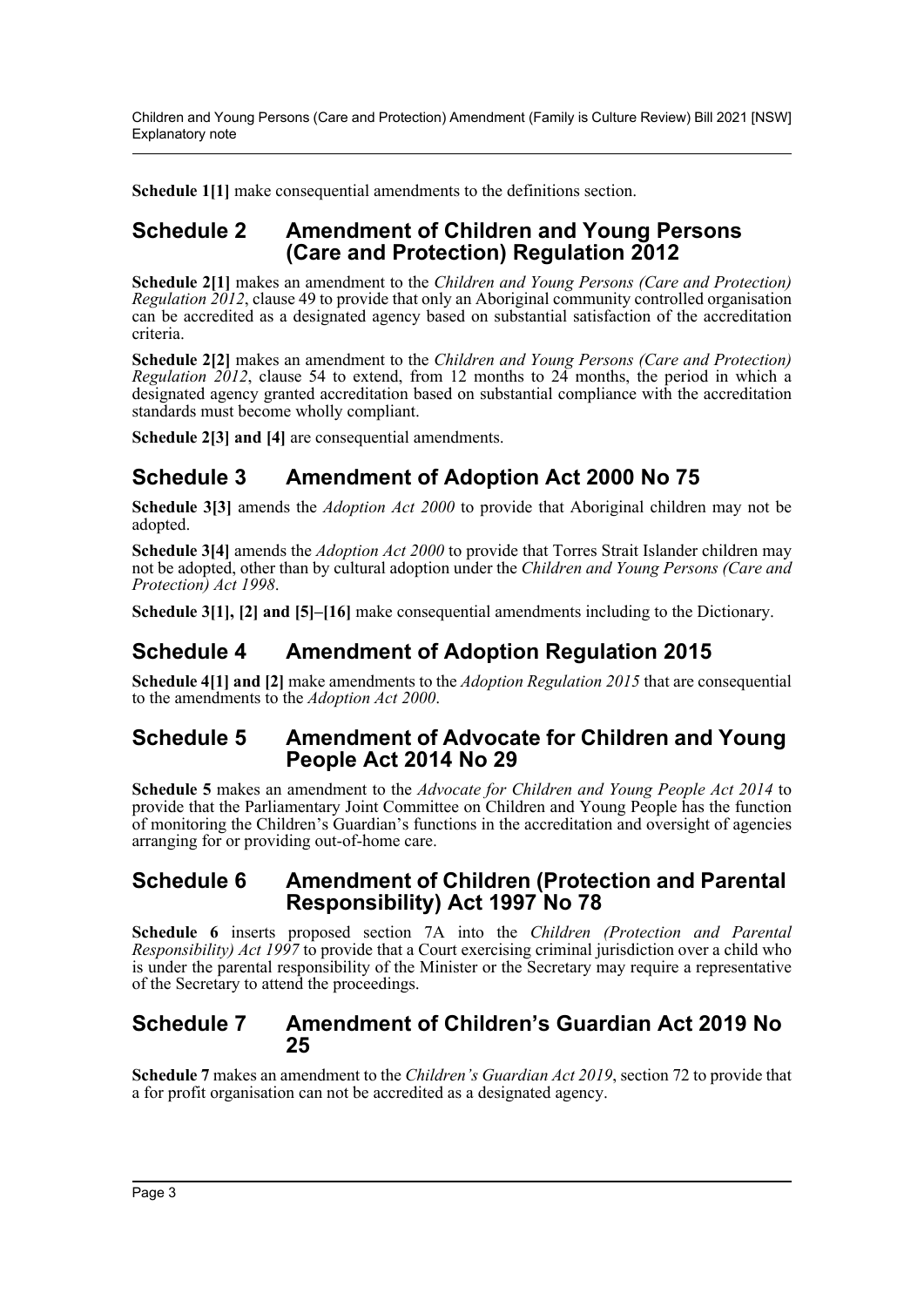**Schedule 1[1]** make consequential amendments to the definitions section.

## Schedule 2 Amendment of Children and Young Persons (Care and Protection) Regulation 2012

**Schedule 2[1]** makes an amendment to the *Children and Young Persons (Care and Protection) Regulation 2012*, clause 49 to provide that only an Aboriginal community controlled organisation can be accredited as a designated agency based on substantial satisfaction of the accreditation criteria.

**Schedule 2[2]** makes an amendment to the *Children and Young Persons (Care and Protection) Regulation 2012*, clause 54 to extend, from 12 months to 24 months, the period in which a designated agency granted accreditation based on substantial compliance with the accreditation standards must become wholly compliant.

**Schedule 2[3] and [4]** are consequential amendments.

## Schedule 3 Amendment of Adoption Act 2000 No 75

**Schedule 3[3]** amends the *Adoption Act 2000* to provide that Aboriginal children may not be adopted.

**Schedule 3[4]** amends the *Adoption Act 2000* to provide that Torres Strait Islander children may not be adopted, other than by cultural adoption under the *Children and Young Persons (Care and Protection) Act 1998*.

**Schedule 3[1], [2] and [5]–[16]** make consequential amendments including to the Dictionary.

## Schedule 4 Amendment of Adoption Regulation 2015

**Schedule 4[1] and [2]** make amendments to the *Adoption Regulation 2015* that are consequential to the amendments to the *Adoption Act 2000*.

## Schedule 5 Amendment of Advocate for Children and Young People Act 2014 No 29

**Schedule 5** makes an amendment to the *Advocate for Children and Young People Act 2014* to provide that the Parliamentary Joint Committee on Children and Young People has the function of monitoring the Children's Guardian's functions in the accreditation and oversight of agencies arranging for or providing out-of-home care.

## Schedule 6 Amendment of Children (Protection and Parental Responsibility) Act 1997 No 78

**Schedule 6** inserts proposed section 7A into the *Children (Protection and Parental Responsibility) Act 1997* to provide that a Court exercising criminal jurisdiction over a child who is under the parental responsibility of the Minister or the Secretary may require a representative of the Secretary to attend the proceedings.

## Schedule 7 Amendment of Children's Guardian Act 2019 No 25

**Schedule 7** makes an amendment to the *Children's Guardian Act 2019*, section 72 to provide that a for profit organisation can not be accredited as a designated agency.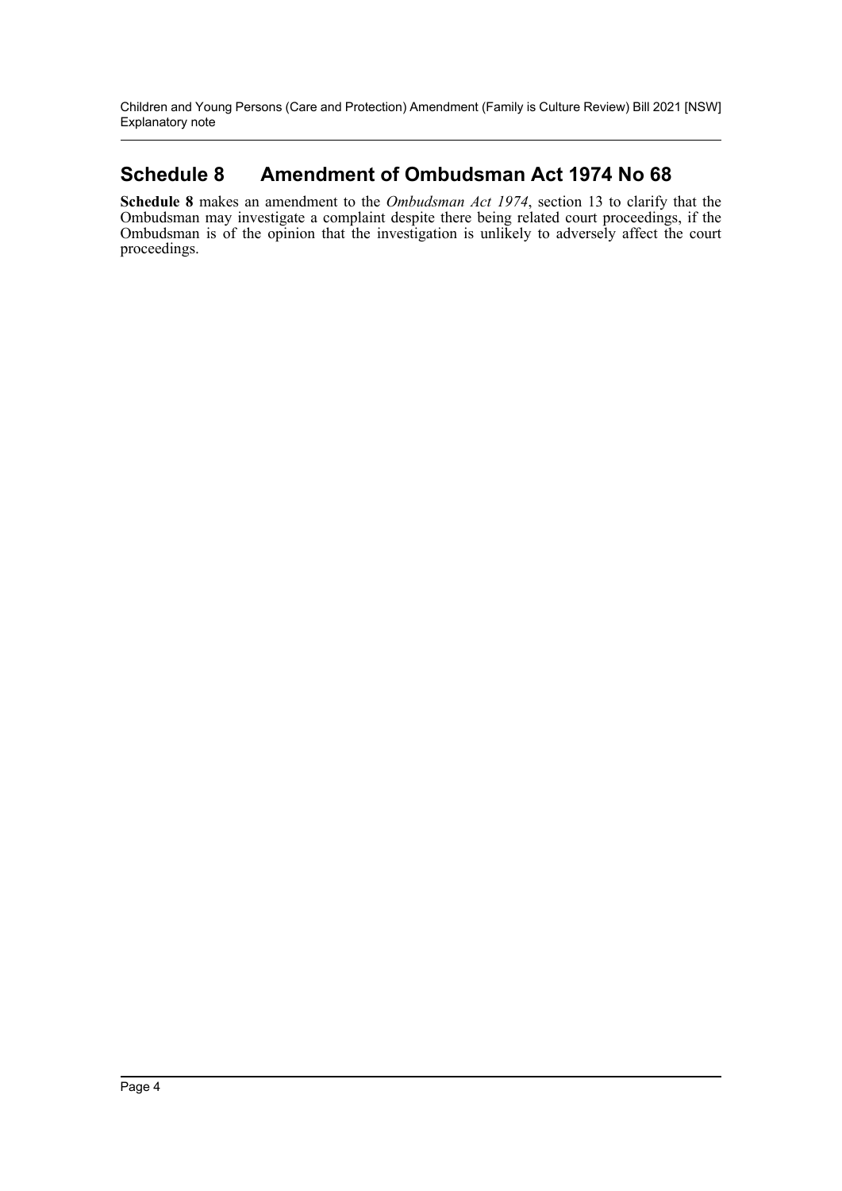## Schedule 8 Amendment of Ombudsman Act 1974 No 68

**Schedule 8** makes an amendment to the *Ombudsman Act 1974*, section 13 to clarify that the Ombudsman may investigate a complaint despite there being related court proceedings, if the Ombudsman is of the opinion that the investigation is unlikely to adversely affect the court proceedings.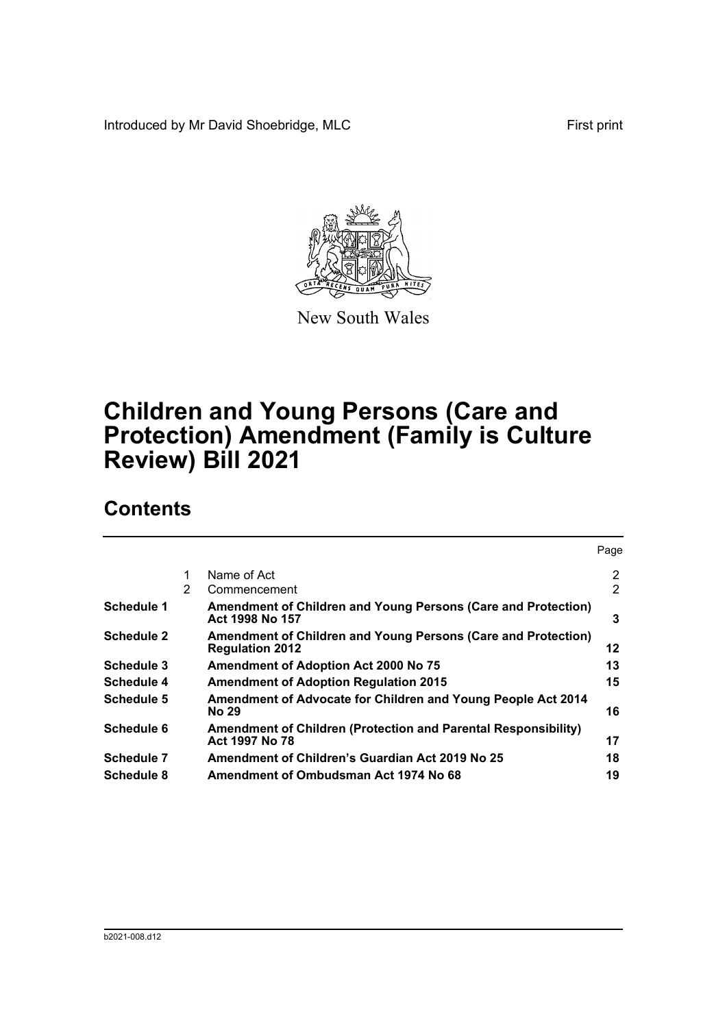Introduced by Mr David Shoebridge, MLC

First print

New South Wales

# Children and Young Persons (Care and Protection) Amendment (Family is Culture Review) Bill 2021

## Contents

| | | | Page |
|---|---|---|---|
| | 1 | Name of Act | 2 |
| | 2 | Commencement | 2 |
| **Schedule 1** | | **Amendment of Children and Young Persons (Care and Protection) Act 1998 No 157** | **3** |
| **Schedule 2** | | **Amendment of Children and Young Persons (Care and Protection) Regulation 2012** | **12** |
| **Schedule 3** | | **Amendment of Adoption Act 2000 No 75** | **13** |
| **Schedule 4** | | **Amendment of Adoption Regulation 2015** | **15** |
| **Schedule 5** | | **Amendment of Advocate for Children and Young People Act 2014 No 29** | **16** |
| **Schedule 6** | | **Amendment of Children (Protection and Parental Responsibility) Act 1997 No 78** | **17** |
| **Schedule 7** | | **Amendment of Children's Guardian Act 2019 No 25** | **18** |
| **Schedule 8** | | **Amendment of Ombudsman Act 1974 No 68** | **19** |

b2021-008.d12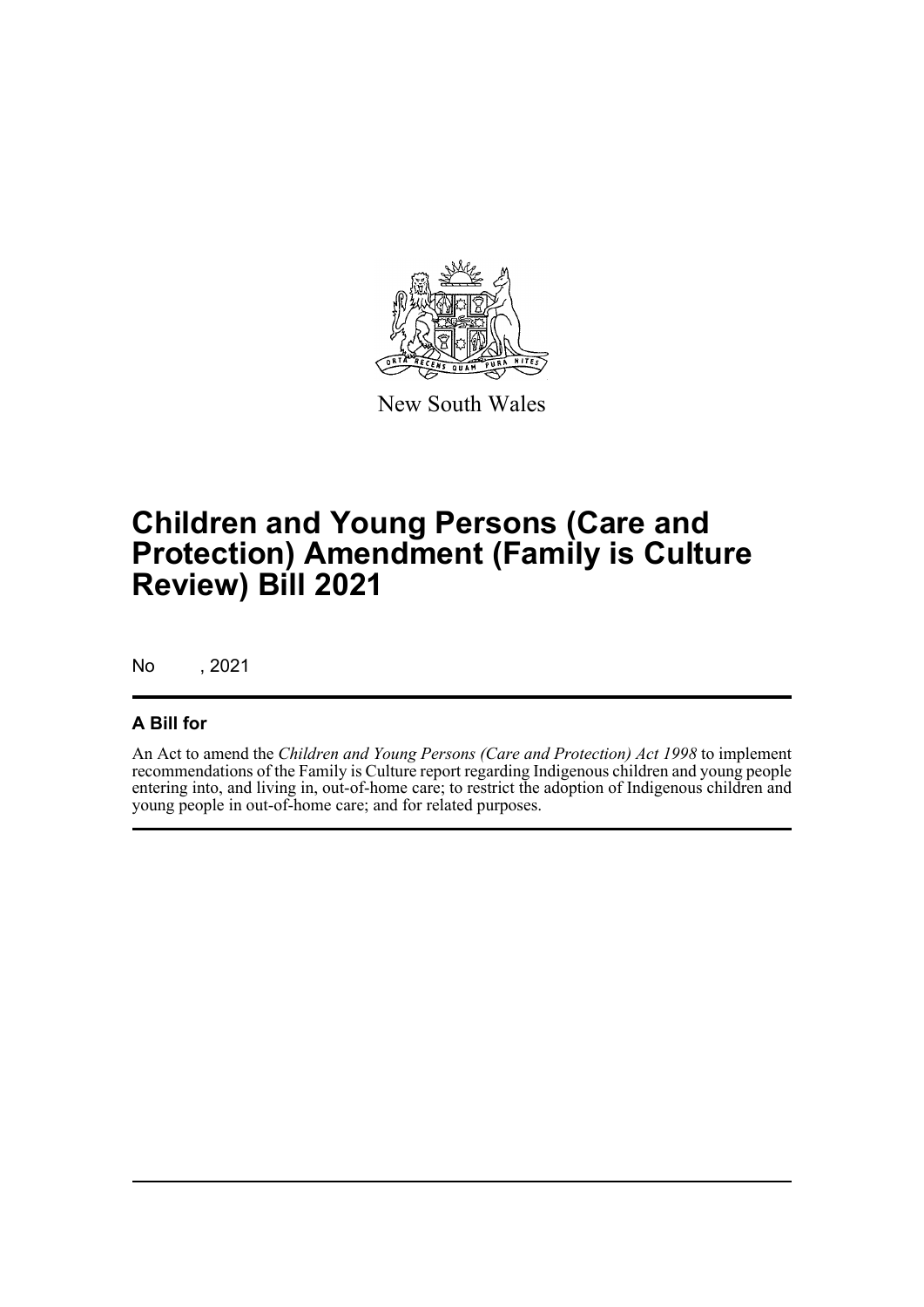New South Wales

# Children and Young Persons (Care and Protection) Amendment (Family is Culture Review) Bill 2021

No , 2021

## A Bill for

An Act to amend the *Children and Young Persons (Care and Protection) Act 1998* to implement recommendations of the Family is Culture report regarding Indigenous children and young people entering into, and living in, out-of-home care; to restrict the adoption of Indigenous children and young people in out-of-home care; and for related purposes.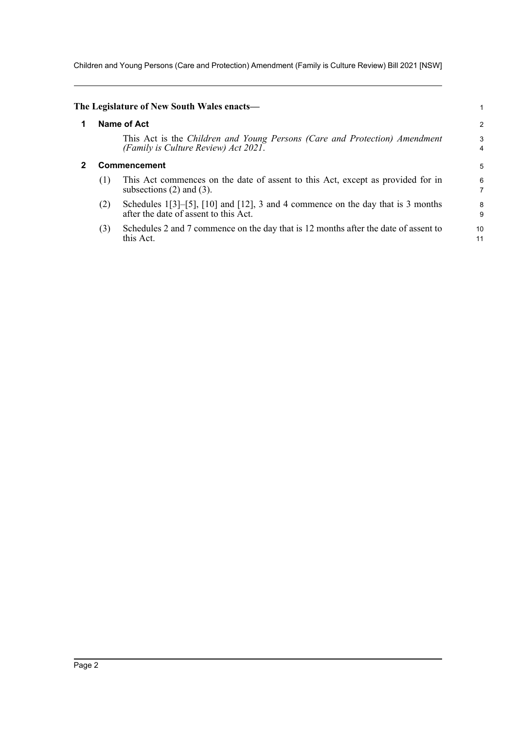**The Legislature of New South Wales enacts—**

## 1 Name of Act

This Act is the *Children and Young Persons (Care and Protection) Amendment (Family is Culture Review) Act 2021*.

## 2 Commencement

(1) This Act commences on the date of assent to this Act, except as provided for in subsections (2) and (3).

(2) Schedules 1[3]–[5], [10] and [12], 3 and 4 commence on the day that is 3 months after the date of assent to this Act.

(3) Schedules 2 and 7 commence on the day that is 12 months after the date of assent to this Act.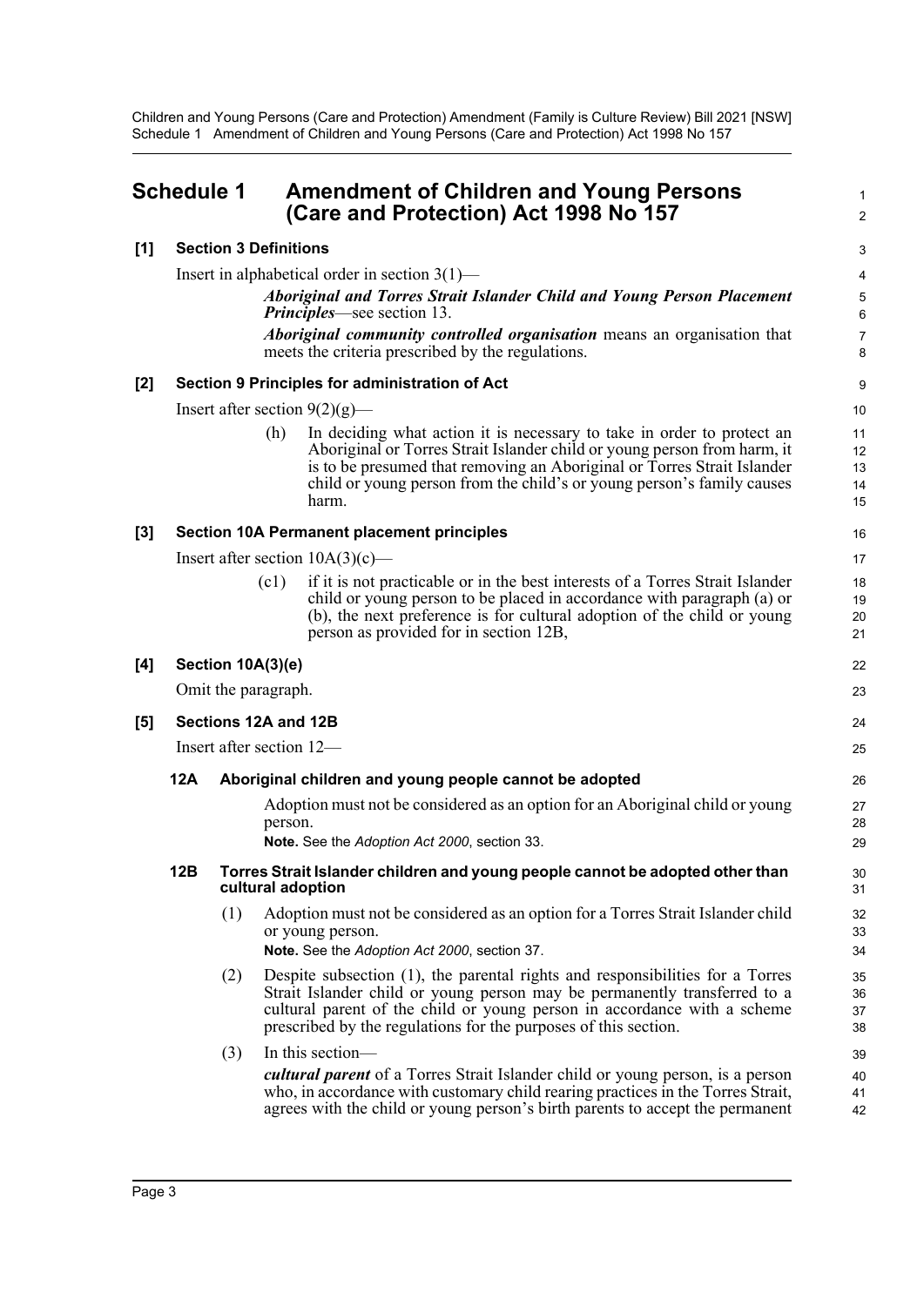## Schedule 1 Amendment of Children and Young Persons (Care and Protection) Act 1998 No 157

**[1] Section 3 Definitions**

Insert in alphabetical order in section 3(1)—

> ***Aboriginal and Torres Strait Islander Child and Young Person Placement Principles***—see section 13.
>
> ***Aboriginal community controlled organisation*** means an organisation that meets the criteria prescribed by the regulations.

**[2] Section 9 Principles for administration of Act**

Insert after section 9(2)(g)—

> (h) In deciding what action it is necessary to take in order to protect an Aboriginal or Torres Strait Islander child or young person from harm, it is to be presumed that removing an Aboriginal or Torres Strait Islander child or young person from the child's or young person's family causes harm.

**[3] Section 10A Permanent placement principles**

Insert after section 10A(3)(c)—

> (c1) if it is not practicable or in the best interests of a Torres Strait Islander child or young person to be placed in accordance with paragraph (a) or (b), the next preference is for cultural adoption of the child or young person as provided for in section 12B,

**[4] Section 10A(3)(e)**

Omit the paragraph.

**[5] Sections 12A and 12B**

Insert after section 12—

**12A Aboriginal children and young people cannot be adopted**

Adoption must not be considered as an option for an Aboriginal child or young person.

**Note.** See the *Adoption Act 2000*, section 33.

**12B Torres Strait Islander children and young people cannot be adopted other than cultural adoption**

(1) Adoption must not be considered as an option for a Torres Strait Islander child or young person.

**Note.** See the *Adoption Act 2000*, section 37.

(2) Despite subsection (1), the parental rights and responsibilities for a Torres Strait Islander child or young person may be permanently transferred to a cultural parent of the child or young person in accordance with a scheme prescribed by the regulations for the purposes of this section.

(3) In this section—

***cultural parent*** of a Torres Strait Islander child or young person, is a person who, in accordance with customary child rearing practices in the Torres Strait, agrees with the child or young person's birth parents to accept the permanent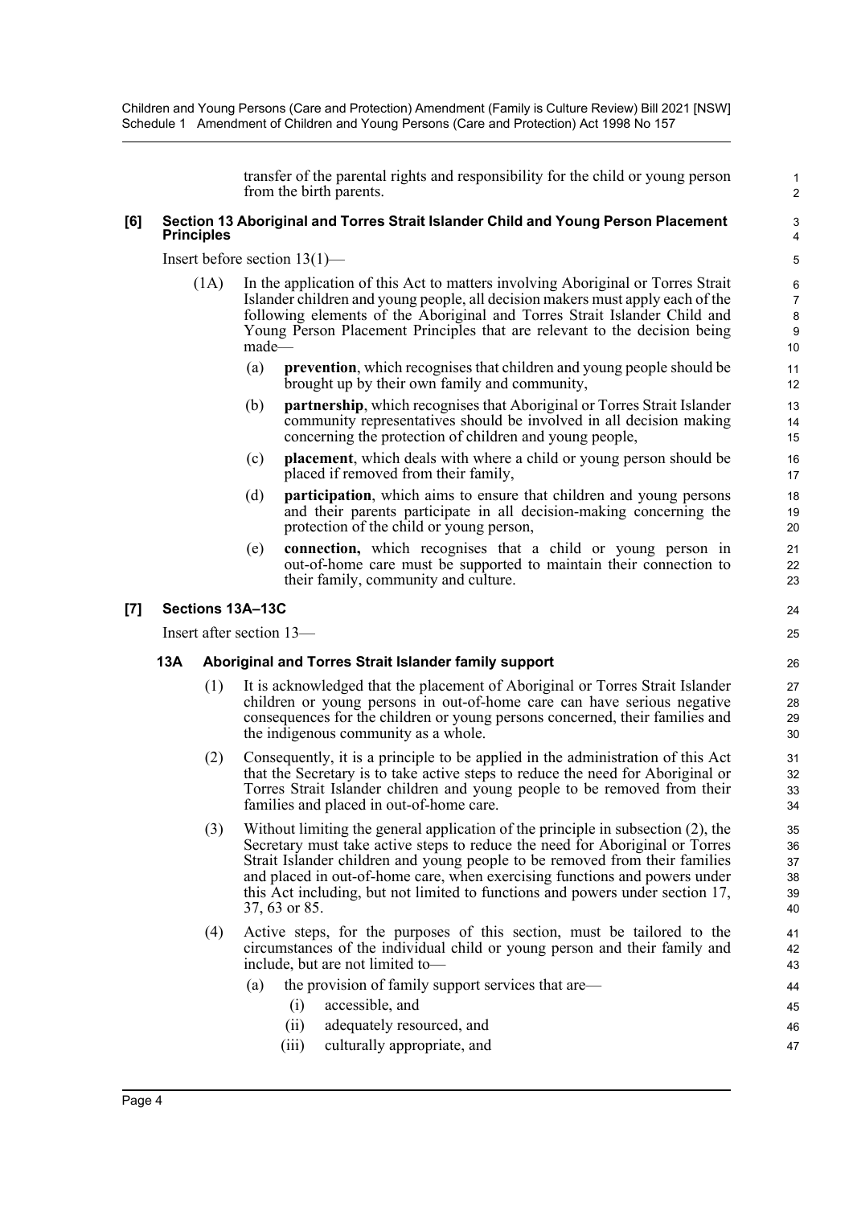transfer of the parental rights and responsibility for the child or young person from the birth parents.

### [6] Section 13 Aboriginal and Torres Strait Islander Child and Young Person Placement Principles

Insert before section 13(1)—

(1A) In the application of this Act to matters involving Aboriginal or Torres Strait Islander children and young people, all decision makers must apply each of the following elements of the Aboriginal and Torres Strait Islander Child and Young Person Placement Principles that are relevant to the decision being made—

(a) **prevention**, which recognises that children and young people should be brought up by their own family and community,

(b) **partnership**, which recognises that Aboriginal or Torres Strait Islander community representatives should be involved in all decision making concerning the protection of children and young people,

(c) **placement**, which deals with where a child or young person should be placed if removed from their family,

(d) **participation**, which aims to ensure that children and young persons and their parents participate in all decision-making concerning the protection of the child or young person,

(e) **connection,** which recognises that a child or young person in out-of-home care must be supported to maintain their connection to their family, community and culture.

### [7] Sections 13A–13C

Insert after section 13—

#### 13A Aboriginal and Torres Strait Islander family support

(1) It is acknowledged that the placement of Aboriginal or Torres Strait Islander children or young persons in out-of-home care can have serious negative consequences for the children or young persons concerned, their families and the indigenous community as a whole.

(2) Consequently, it is a principle to be applied in the administration of this Act that the Secretary is to take active steps to reduce the need for Aboriginal or Torres Strait Islander children and young people to be removed from their families and placed in out-of-home care.

(3) Without limiting the general application of the principle in subsection (2), the Secretary must take active steps to reduce the need for Aboriginal or Torres Strait Islander children and young people to be removed from their families and placed in out-of-home care, when exercising functions and powers under this Act including, but not limited to functions and powers under section 17, 37, 63 or 85.

(4) Active steps, for the purposes of this section, must be tailored to the circumstances of the individual child or young person and their family and include, but are not limited to—

(a) the provision of family support services that are—

(i) accessible, and

(ii) adequately resourced, and

(iii) culturally appropriate, and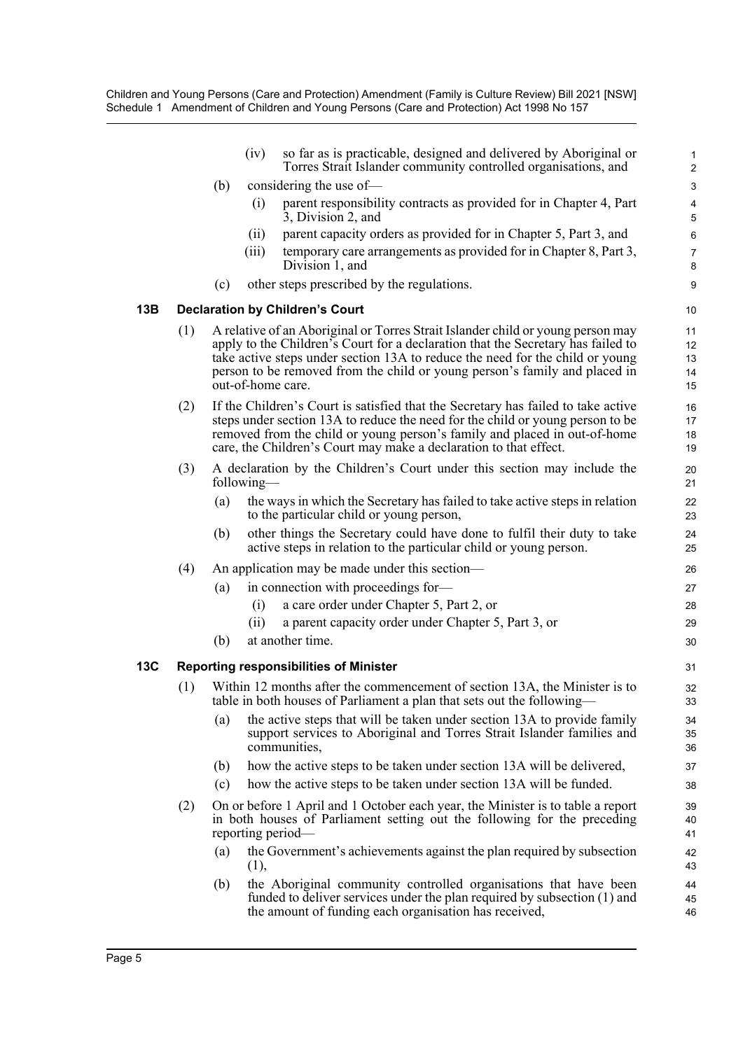(iv) so far as is practicable, designed and delivered by Aboriginal or Torres Strait Islander community controlled organisations, and

(b) considering the use of—

(i) parent responsibility contracts as provided for in Chapter 4, Part 3, Division 2, and

(ii) parent capacity orders as provided for in Chapter 5, Part 3, and

(iii) temporary care arrangements as provided for in Chapter 8, Part 3, Division 1, and

(c) other steps prescribed by the regulations.

### 13B Declaration by Children's Court

(1) A relative of an Aboriginal or Torres Strait Islander child or young person may apply to the Children's Court for a declaration that the Secretary has failed to take active steps under section 13A to reduce the need for the child or young person to be removed from the child or young person's family and placed in out-of-home care.

(2) If the Children's Court is satisfied that the Secretary has failed to take active steps under section 13A to reduce the need for the child or young person to be removed from the child or young person's family and placed in out-of-home care, the Children's Court may make a declaration to that effect.

(3) A declaration by the Children's Court under this section may include the following—

(a) the ways in which the Secretary has failed to take active steps in relation to the particular child or young person,

(b) other things the Secretary could have done to fulfil their duty to take active steps in relation to the particular child or young person.

(4) An application may be made under this section—

(a) in connection with proceedings for—

(i) a care order under Chapter 5, Part 2, or

(ii) a parent capacity order under Chapter 5, Part 3, or

(b) at another time.

### 13C Reporting responsibilities of Minister

(1) Within 12 months after the commencement of section 13A, the Minister is to table in both houses of Parliament a plan that sets out the following—

(a) the active steps that will be taken under section 13A to provide family support services to Aboriginal and Torres Strait Islander families and communities,

(b) how the active steps to be taken under section 13A will be delivered,

(c) how the active steps to be taken under section 13A will be funded.

(2) On or before 1 April and 1 October each year, the Minister is to table a report in both houses of Parliament setting out the following for the preceding reporting period—

(a) the Government's achievements against the plan required by subsection (1),

(b) the Aboriginal community controlled organisations that have been funded to deliver services under the plan required by subsection (1) and the amount of funding each organisation has received,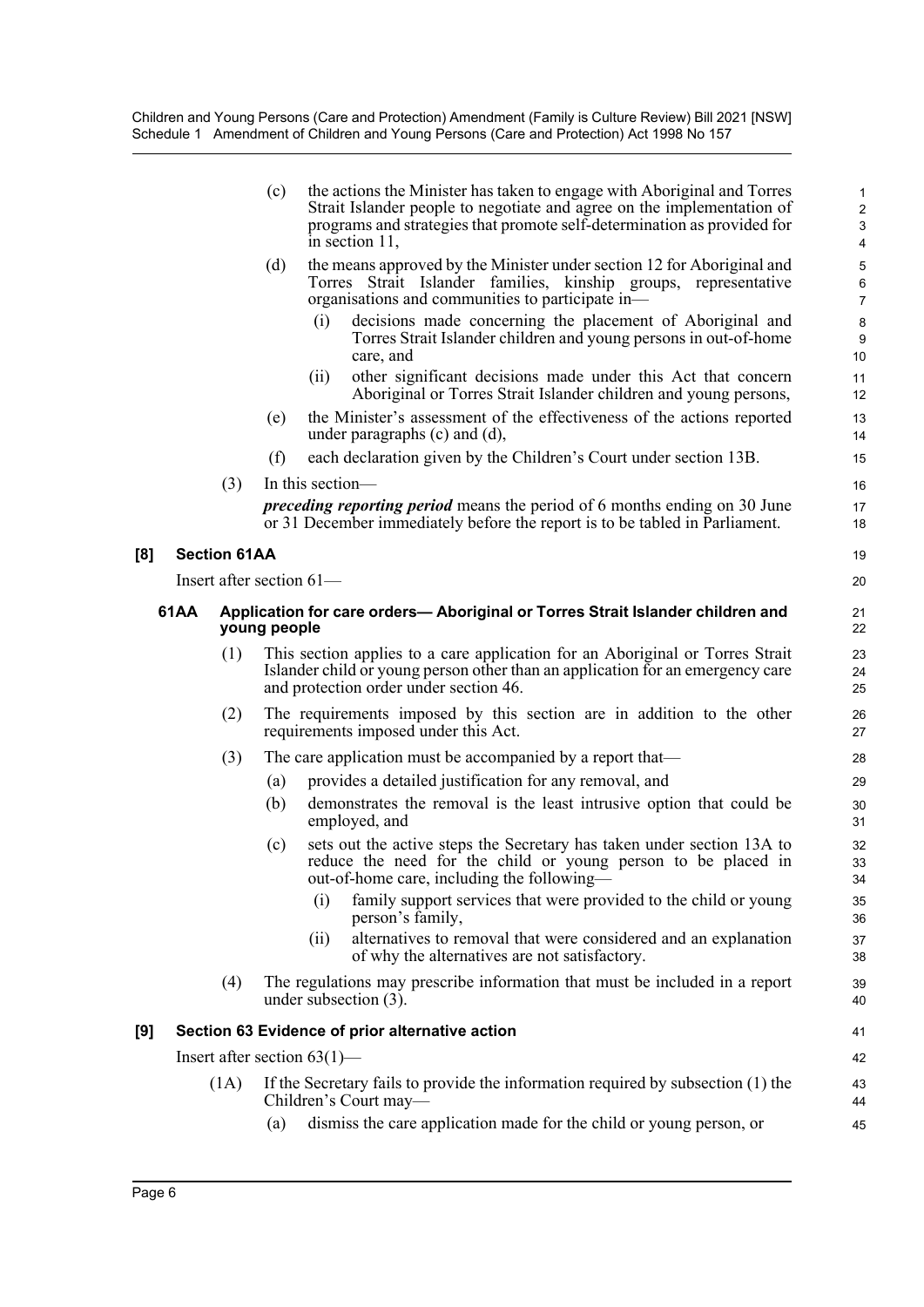(c) the actions the Minister has taken to engage with Aboriginal and Torres Strait Islander people to negotiate and agree on the implementation of programs and strategies that promote self-determination as provided for in section 11,

(d) the means approved by the Minister under section 12 for Aboriginal and Torres Strait Islander families, kinship groups, representative organisations and communities to participate in—

(i) decisions made concerning the placement of Aboriginal and Torres Strait Islander children and young persons in out-of-home care, and

(ii) other significant decisions made under this Act that concern Aboriginal or Torres Strait Islander children and young persons,

(e) the Minister's assessment of the effectiveness of the actions reported under paragraphs (c) and (d),

(f) each declaration given by the Children's Court under section 13B.

(3) In this section—

***preceding reporting period*** means the period of 6 months ending on 30 June or 31 December immediately before the report is to be tabled in Parliament.

## [8] Section 61AA

Insert after section 61—

### 61AA Application for care orders— Aboriginal or Torres Strait Islander children and young people

(1) This section applies to a care application for an Aboriginal or Torres Strait Islander child or young person other than an application for an emergency care and protection order under section 46.

(2) The requirements imposed by this section are in addition to the other requirements imposed under this Act.

(3) The care application must be accompanied by a report that—

(a) provides a detailed justification for any removal, and

(b) demonstrates the removal is the least intrusive option that could be employed, and

(c) sets out the active steps the Secretary has taken under section 13A to reduce the need for the child or young person to be placed in out-of-home care, including the following—

(i) family support services that were provided to the child or young person's family,

(ii) alternatives to removal that were considered and an explanation of why the alternatives are not satisfactory.

(4) The regulations may prescribe information that must be included in a report under subsection (3).

## [9] Section 63 Evidence of prior alternative action

Insert after section 63(1)—

(1A) If the Secretary fails to provide the information required by subsection (1) the Children's Court may—

(a) dismiss the care application made for the child or young person, or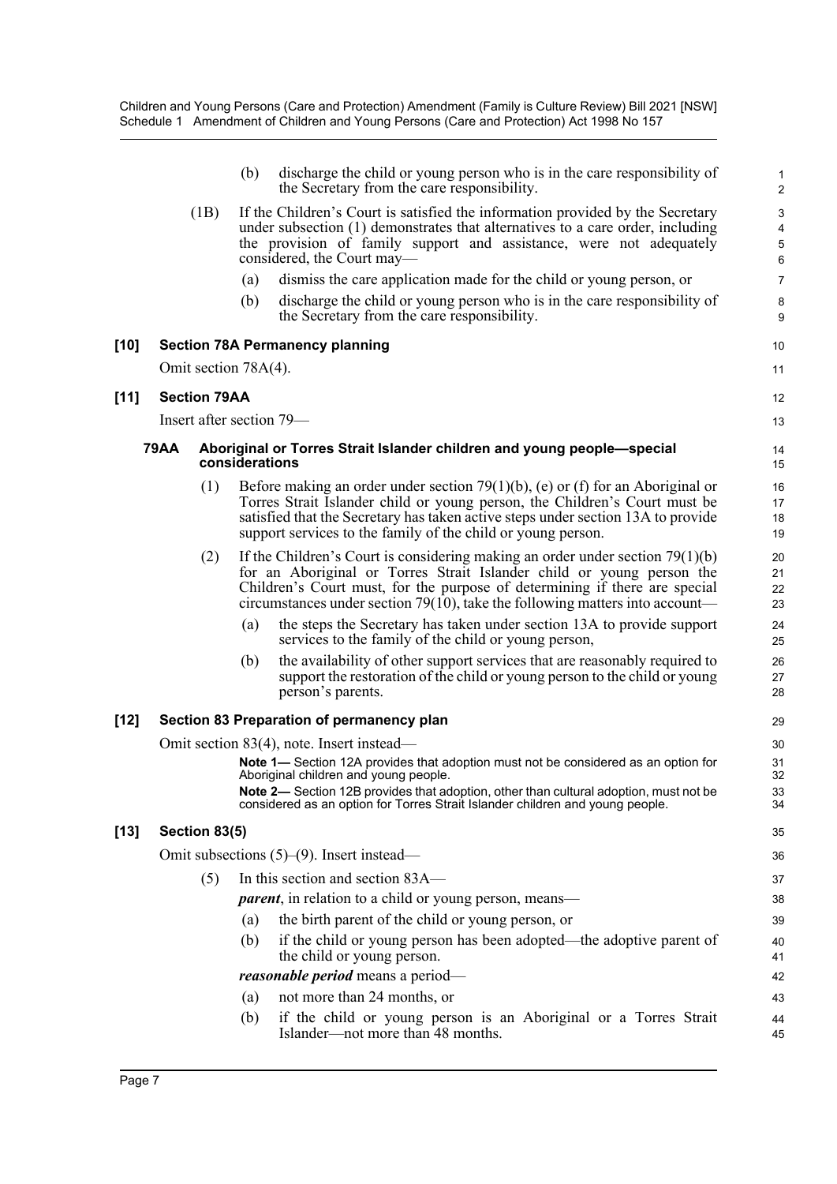(b) discharge the child or young person who is in the care responsibility of the Secretary from the care responsibility.

(1B) If the Children's Court is satisfied the information provided by the Secretary under subsection (1) demonstrates that alternatives to a care order, including the provision of family support and assistance, were not adequately considered, the Court may—

(a) dismiss the care application made for the child or young person, or

(b) discharge the child or young person who is in the care responsibility of the Secretary from the care responsibility.

**[10] Section 78A Permanency planning**

Omit section 78A(4).

**[11] Section 79AA**

Insert after section 79—

**79AA Aboriginal or Torres Strait Islander children and young people—special considerations**

(1) Before making an order under section 79(1)(b), (e) or (f) for an Aboriginal or Torres Strait Islander child or young person, the Children's Court must be satisfied that the Secretary has taken active steps under section 13A to provide support services to the family of the child or young person.

(2) If the Children's Court is considering making an order under section 79(1)(b) for an Aboriginal or Torres Strait Islander child or young person the Children's Court must, for the purpose of determining if there are special circumstances under section 79(10), take the following matters into account—

(a) the steps the Secretary has taken under section 13A to provide support services to the family of the child or young person,

(b) the availability of other support services that are reasonably required to support the restoration of the child or young person to the child or young person's parents.

**[12] Section 83 Preparation of permanency plan**

Omit section 83(4), note. Insert instead—

**Note 1—** Section 12A provides that adoption must not be considered as an option for Aboriginal children and young people.

**Note 2—** Section 12B provides that adoption, other than cultural adoption, must not be considered as an option for Torres Strait Islander children and young people.

**[13] Section 83(5)**

Omit subsections (5)–(9). Insert instead—

(5) In this section and section 83A—

***parent***, in relation to a child or young person, means—

(a) the birth parent of the child or young person, or

(b) if the child or young person has been adopted—the adoptive parent of the child or young person.

***reasonable period*** means a period—

(a) not more than 24 months, or

(b) if the child or young person is an Aboriginal or a Torres Strait Islander—not more than 48 months.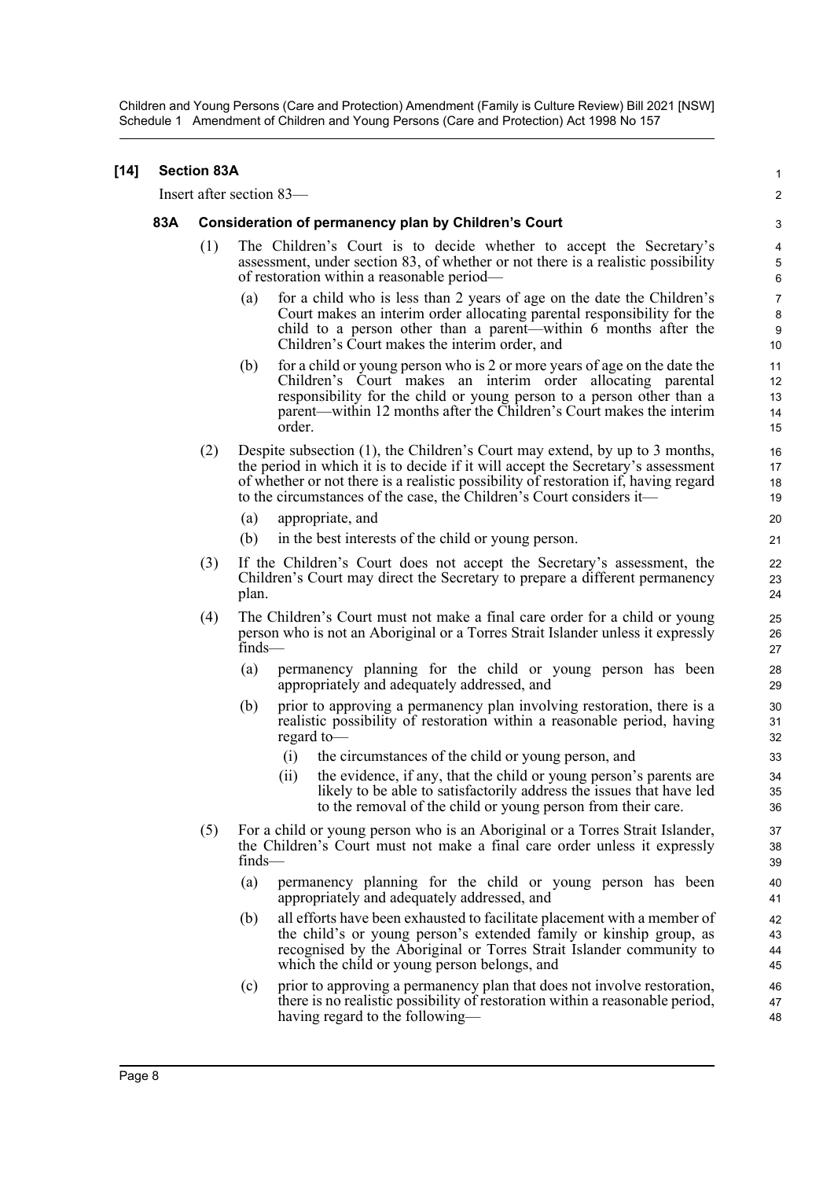**[14] Section 83A**

Insert after section 83—

**83A Consideration of permanency plan by Children's Court**

(1) The Children's Court is to decide whether to accept the Secretary's assessment, under section 83, of whether or not there is a realistic possibility of restoration within a reasonable period—

(a) for a child who is less than 2 years of age on the date the Children's Court makes an interim order allocating parental responsibility for the child to a person other than a parent—within 6 months after the Children's Court makes the interim order, and

(b) for a child or young person who is 2 or more years of age on the date the Children's Court makes an interim order allocating parental responsibility for the child or young person to a person other than a parent—within 12 months after the Children's Court makes the interim order.

(2) Despite subsection (1), the Children's Court may extend, by up to 3 months, the period in which it is to decide if it will accept the Secretary's assessment of whether or not there is a realistic possibility of restoration if, having regard to the circumstances of the case, the Children's Court considers it—

(a) appropriate, and

(b) in the best interests of the child or young person.

(3) If the Children's Court does not accept the Secretary's assessment, the Children's Court may direct the Secretary to prepare a different permanency plan.

(4) The Children's Court must not make a final care order for a child or young person who is not an Aboriginal or a Torres Strait Islander unless it expressly finds—

(a) permanency planning for the child or young person has been appropriately and adequately addressed, and

(b) prior to approving a permanency plan involving restoration, there is a realistic possibility of restoration within a reasonable period, having regard to—

(i) the circumstances of the child or young person, and

(ii) the evidence, if any, that the child or young person's parents are likely to be able to satisfactorily address the issues that have led to the removal of the child or young person from their care.

(5) For a child or young person who is an Aboriginal or a Torres Strait Islander, the Children's Court must not make a final care order unless it expressly finds—

(a) permanency planning for the child or young person has been appropriately and adequately addressed, and

(b) all efforts have been exhausted to facilitate placement with a member of the child's or young person's extended family or kinship group, as recognised by the Aboriginal or Torres Strait Islander community to which the child or young person belongs, and

(c) prior to approving a permanency plan that does not involve restoration, there is no realistic possibility of restoration within a reasonable period, having regard to the following—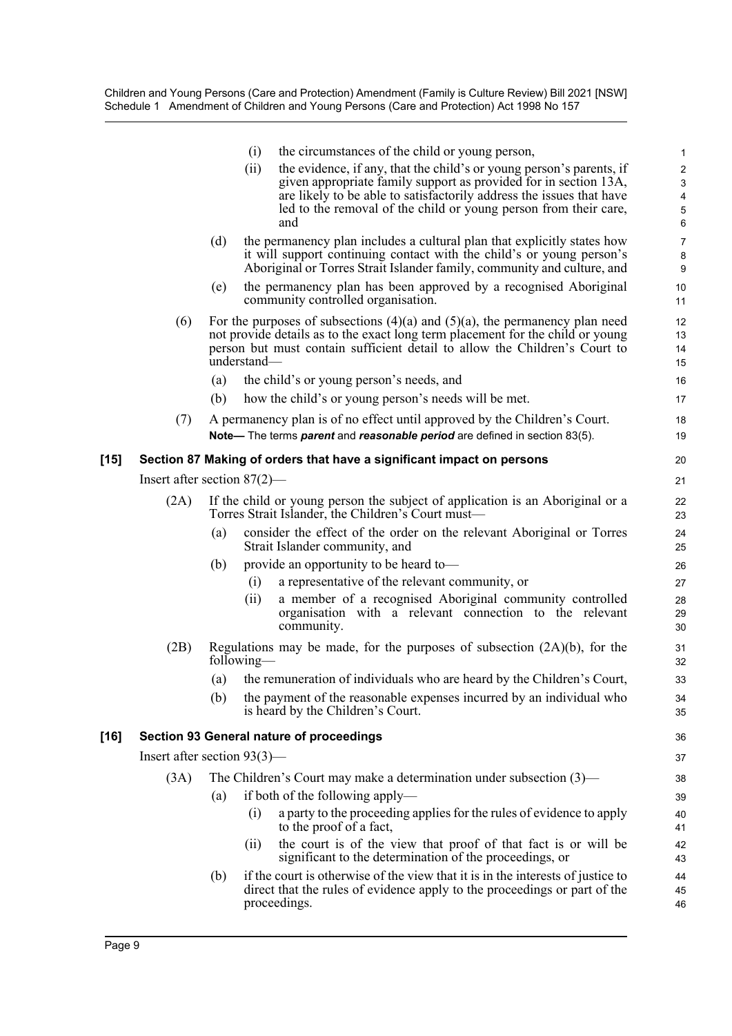(i) the circumstances of the child or young person,

(ii) the evidence, if any, that the child's or young person's parents, if given appropriate family support as provided for in section 13A, are likely to be able to satisfactorily address the issues that have led to the removal of the child or young person from their care, and

(d) the permanency plan includes a cultural plan that explicitly states how it will support continuing contact with the child's or young person's Aboriginal or Torres Strait Islander family, community and culture, and

(e) the permanency plan has been approved by a recognised Aboriginal community controlled organisation.

(6) For the purposes of subsections (4)(a) and (5)(a), the permanency plan need not provide details as to the exact long term placement for the child or young person but must contain sufficient detail to allow the Children's Court to understand—

(a) the child's or young person's needs, and

(b) how the child's or young person's needs will be met.

(7) A permanency plan is of no effect until approved by the Children's Court.

**Note—** The terms ***parent*** and ***reasonable period*** are defined in section 83(5).

### [15] Section 87 Making of orders that have a significant impact on persons

Insert after section 87(2)—

(2A) If the child or young person the subject of application is an Aboriginal or a Torres Strait Islander, the Children's Court must—

(a) consider the effect of the order on the relevant Aboriginal or Torres Strait Islander community, and

(b) provide an opportunity to be heard to—

(i) a representative of the relevant community, or

(ii) a member of a recognised Aboriginal community controlled organisation with a relevant connection to the relevant community.

(2B) Regulations may be made, for the purposes of subsection (2A)(b), for the following—

(a) the remuneration of individuals who are heard by the Children's Court,

(b) the payment of the reasonable expenses incurred by an individual who is heard by the Children's Court.

### [16] Section 93 General nature of proceedings

Insert after section 93(3)—

(3A) The Children's Court may make a determination under subsection (3)—

(a) if both of the following apply—

(i) a party to the proceeding applies for the rules of evidence to apply to the proof of a fact,

(ii) the court is of the view that proof of that fact is or will be significant to the determination of the proceedings, or

(b) if the court is otherwise of the view that it is in the interests of justice to direct that the rules of evidence apply to the proceedings or part of the proceedings.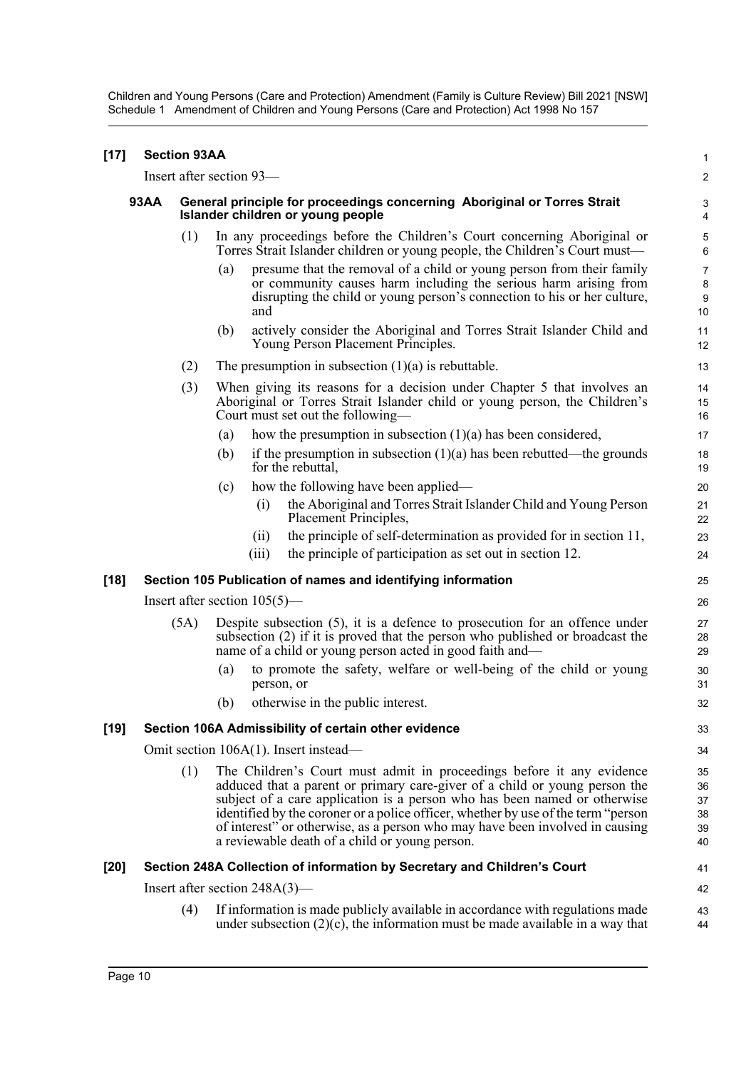**[17] Section 93AA**

Insert after section 93—

**93AA General principle for proceedings concerning Aboriginal or Torres Strait Islander children or young people**

(1) In any proceedings before the Children's Court concerning Aboriginal or Torres Strait Islander children or young people, the Children's Court must—

(a) presume that the removal of a child or young person from their family or community causes harm including the serious harm arising from disrupting the child or young person's connection to his or her culture, and

(b) actively consider the Aboriginal and Torres Strait Islander Child and Young Person Placement Principles.

(2) The presumption in subsection (1)(a) is rebuttable.

(3) When giving its reasons for a decision under Chapter 5 that involves an Aboriginal or Torres Strait Islander child or young person, the Children's Court must set out the following—

(a) how the presumption in subsection (1)(a) has been considered,

(b) if the presumption in subsection (1)(a) has been rebutted—the grounds for the rebuttal,

(c) how the following have been applied—

(i) the Aboriginal and Torres Strait Islander Child and Young Person Placement Principles,

(ii) the principle of self-determination as provided for in section 11,

(iii) the principle of participation as set out in section 12.

**[18] Section 105 Publication of names and identifying information**

Insert after section 105(5)—

(5A) Despite subsection (5), it is a defence to prosecution for an offence under subsection (2) if it is proved that the person who published or broadcast the name of a child or young person acted in good faith and—

(a) to promote the safety, welfare or well-being of the child or young person, or

(b) otherwise in the public interest.

**[19] Section 106A Admissibility of certain other evidence**

Omit section 106A(1). Insert instead—

(1) The Children's Court must admit in proceedings before it any evidence adduced that a parent or primary care-giver of a child or young person the subject of a care application is a person who has been named or otherwise identified by the coroner or a police officer, whether by use of the term "person of interest" or otherwise, as a person who may have been involved in causing a reviewable death of a child or young person.

**[20] Section 248A Collection of information by Secretary and Children's Court**

Insert after section 248A(3)—

(4) If information is made publicly available in accordance with regulations made under subsection (2)(c), the information must be made available in a way that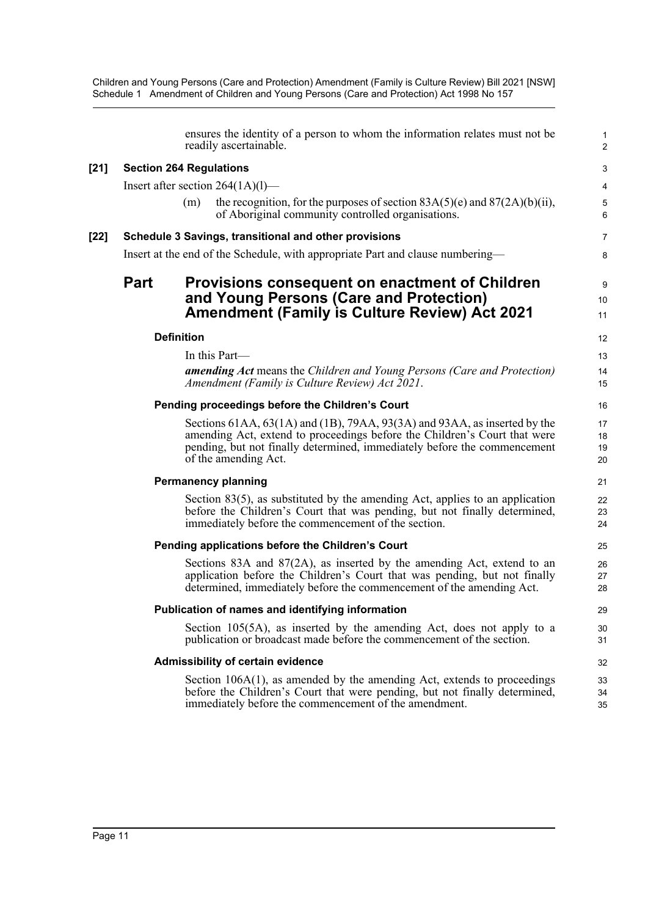ensures the identity of a person to whom the information relates must not be readily ascertainable.

**[21] Section 264 Regulations**

Insert after section 264(1A)(l)—

(m) the recognition, for the purposes of section 83A(5)(e) and 87(2A)(b)(ii), of Aboriginal community controlled organisations.

**[22] Schedule 3 Savings, transitional and other provisions**

Insert at the end of the Schedule, with appropriate Part and clause numbering—

## Part Provisions consequent on enactment of Children and Young Persons (Care and Protection) Amendment (Family is Culture Review) Act 2021

### Definition

In this Part—

***amending Act*** means the *Children and Young Persons (Care and Protection) Amendment (Family is Culture Review) Act 2021*.

### Pending proceedings before the Children's Court

Sections 61AA, 63(1A) and (1B), 79AA, 93(3A) and 93AA, as inserted by the amending Act, extend to proceedings before the Children's Court that were pending, but not finally determined, immediately before the commencement of the amending Act.

### Permanency planning

Section 83(5), as substituted by the amending Act, applies to an application before the Children's Court that was pending, but not finally determined, immediately before the commencement of the section.

### Pending applications before the Children's Court

Sections 83A and 87(2A), as inserted by the amending Act, extend to an application before the Children's Court that was pending, but not finally determined, immediately before the commencement of the amending Act.

### Publication of names and identifying information

Section 105(5A), as inserted by the amending Act, does not apply to a publication or broadcast made before the commencement of the section.

### Admissibility of certain evidence

Section 106A(1), as amended by the amending Act, extends to proceedings before the Children's Court that were pending, but not finally determined, immediately before the commencement of the amendment.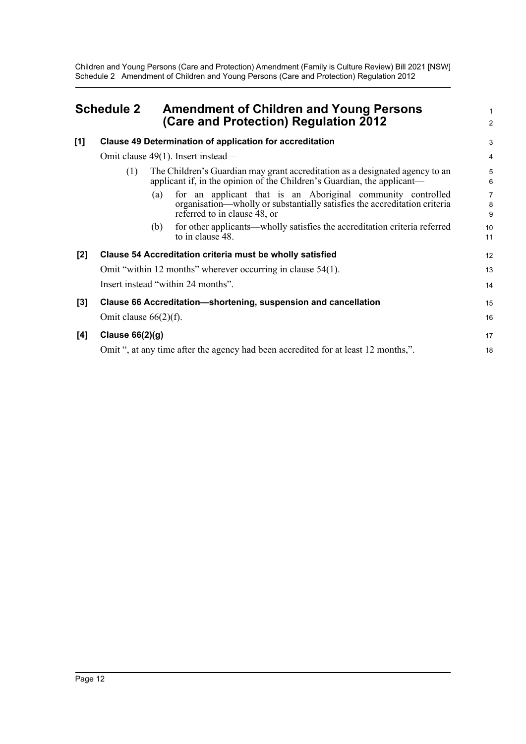# Schedule 2 Amendment of Children and Young Persons (Care and Protection) Regulation 2012

**[1] Clause 49 Determination of application for accreditation**

Omit clause 49(1). Insert instead—

(1) The Children's Guardian may grant accreditation as a designated agency to an applicant if, in the opinion of the Children's Guardian, the applicant—

(a) for an applicant that is an Aboriginal community controlled organisation—wholly or substantially satisfies the accreditation criteria referred to in clause 48, or

(b) for other applicants—wholly satisfies the accreditation criteria referred to in clause 48.

**[2] Clause 54 Accreditation criteria must be wholly satisfied**

Omit "within 12 months" wherever occurring in clause 54(1).

Insert instead "within 24 months".

**[3] Clause 66 Accreditation—shortening, suspension and cancellation**

Omit clause 66(2)(f).

**[4] Clause 66(2)(g)**

Omit ", at any time after the agency had been accredited for at least 12 months,".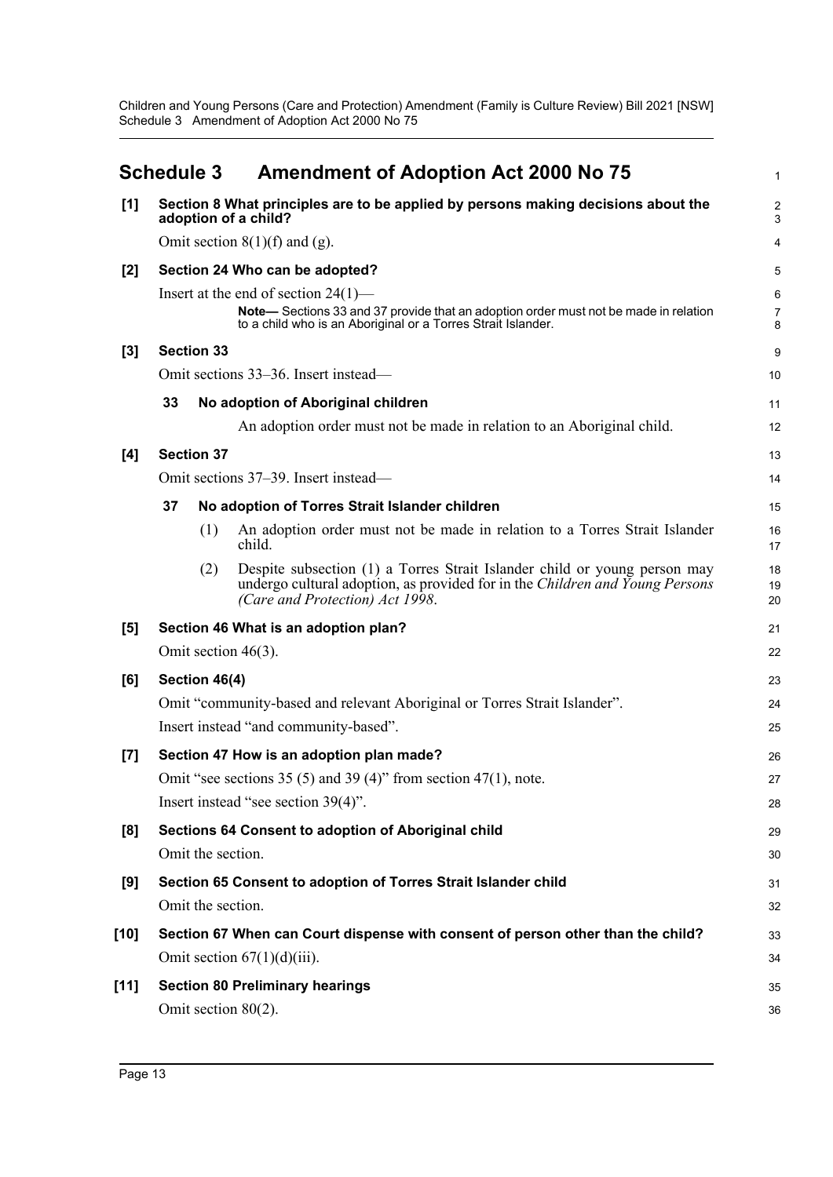# Schedule 3 Amendment of Adoption Act 2000 No 75

**[1] Section 8 What principles are to be applied by persons making decisions about the adoption of a child?**

Omit section 8(1)(f) and (g).

**[2] Section 24 Who can be adopted?**

Insert at the end of section 24(1)—

> **Note—** Sections 33 and 37 provide that an adoption order must not be made in relation to a child who is an Aboriginal or a Torres Strait Islander.

**[3] Section 33**

Omit sections 33–36. Insert instead—

**33 No adoption of Aboriginal children**

An adoption order must not be made in relation to an Aboriginal child.

**[4] Section 37**

Omit sections 37–39. Insert instead—

**37 No adoption of Torres Strait Islander children**

(1) An adoption order must not be made in relation to a Torres Strait Islander child.

(2) Despite subsection (1) a Torres Strait Islander child or young person may undergo cultural adoption, as provided for in the *Children and Young Persons (Care and Protection) Act 1998*.

**[5] Section 46 What is an adoption plan?**

Omit section 46(3).

**[6] Section 46(4)**

Omit "community-based and relevant Aboriginal or Torres Strait Islander".

Insert instead "and community-based".

**[7] Section 47 How is an adoption plan made?**

Omit "see sections 35 (5) and 39 (4)" from section 47(1), note.

Insert instead "see section 39(4)".

**[8] Sections 64 Consent to adoption of Aboriginal child**

Omit the section.

**[9] Section 65 Consent to adoption of Torres Strait Islander child**

Omit the section.

**[10] Section 67 When can Court dispense with consent of person other than the child?**

Omit section 67(1)(d)(iii).

**[11] Section 80 Preliminary hearings**

Omit section 80(2).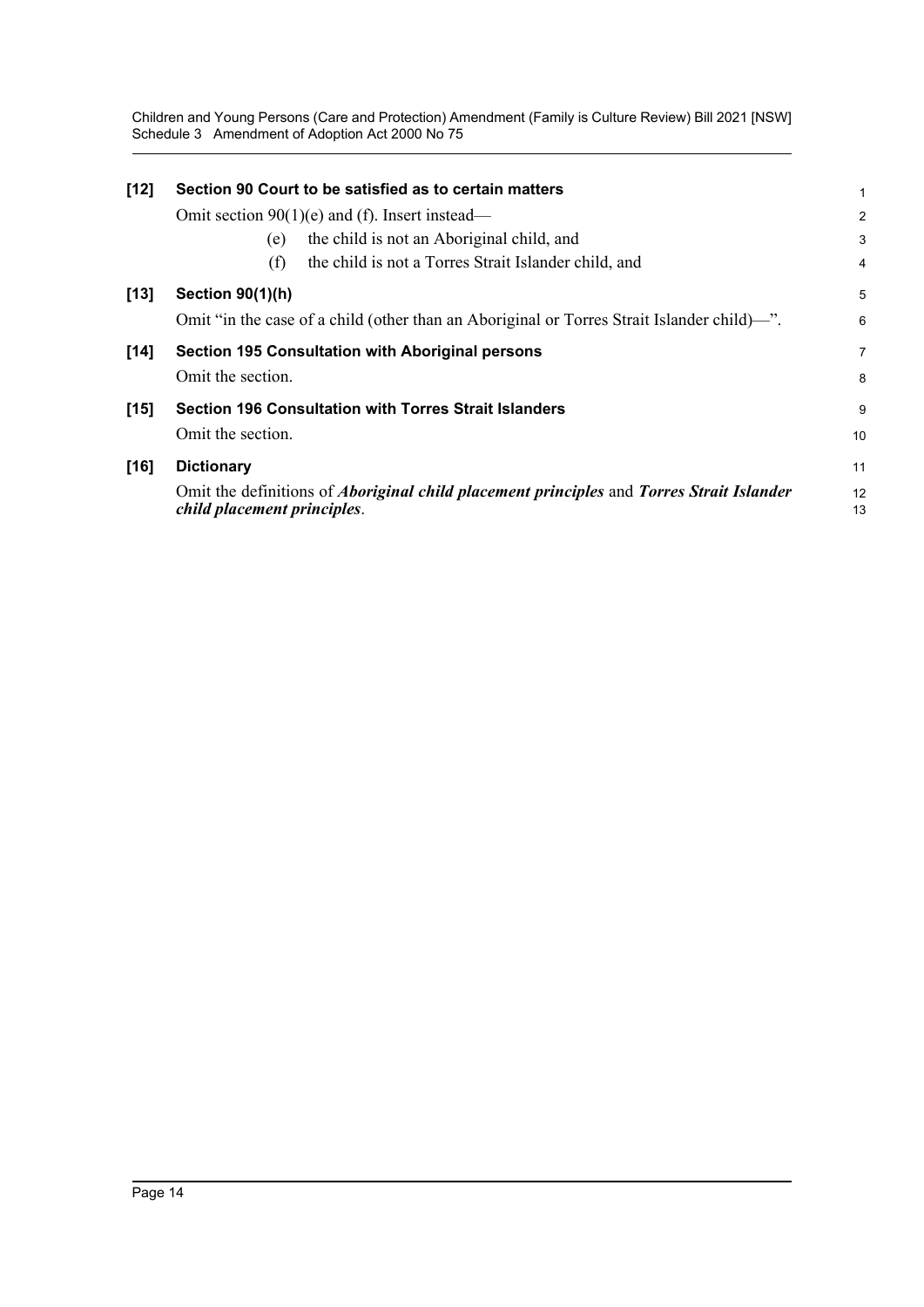**[12] Section 90 Court to be satisfied as to certain matters**

Omit section 90(1)(e) and (f). Insert instead—

(e) the child is not an Aboriginal child, and

(f) the child is not a Torres Strait Islander child, and

**[13] Section 90(1)(h)**

Omit "in the case of a child (other than an Aboriginal or Torres Strait Islander child)—".

**[14] Section 195 Consultation with Aboriginal persons**

Omit the section.

**[15] Section 196 Consultation with Torres Strait Islanders**

Omit the section.

**[16] Dictionary**

Omit the definitions of ***Aboriginal child placement principles*** and ***Torres Strait Islander child placement principles***.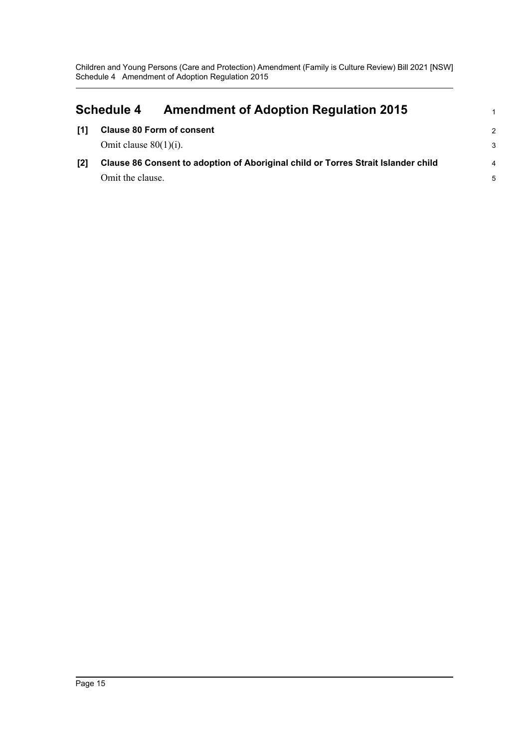## Schedule 4 Amendment of Adoption Regulation 2015

**[1] Clause 80 Form of consent**

Omit clause 80(1)(i).

**[2] Clause 86 Consent to adoption of Aboriginal child or Torres Strait Islander child**

Omit the clause.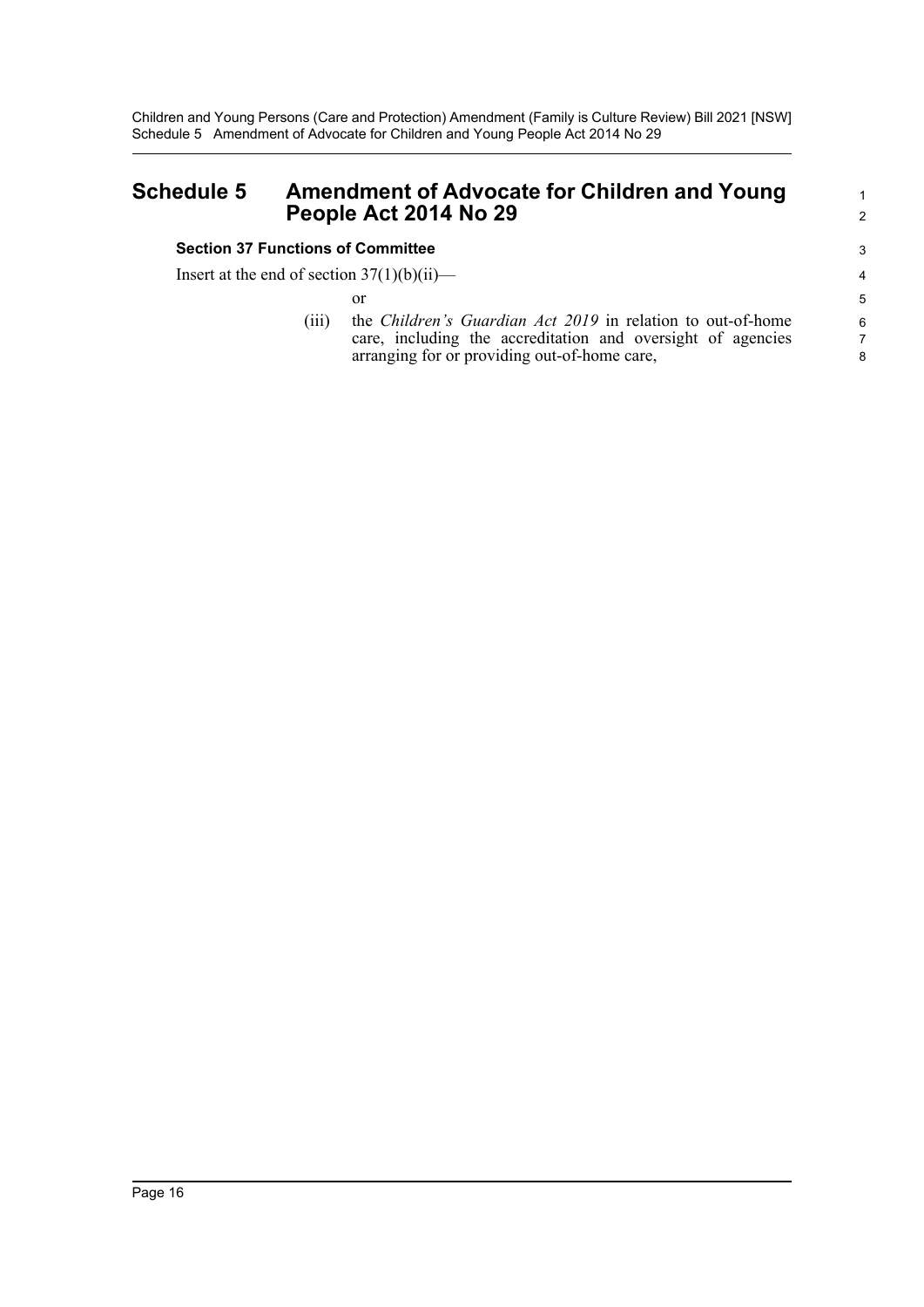# Schedule 5 Amendment of Advocate for Children and Young People Act 2014 No 29

### Section 37 Functions of Committee

Insert at the end of section 37(1)(b)(ii)—

or

(iii) the *Children's Guardian Act 2019* in relation to out-of-home care, including the accreditation and oversight of agencies arranging for or providing out-of-home care,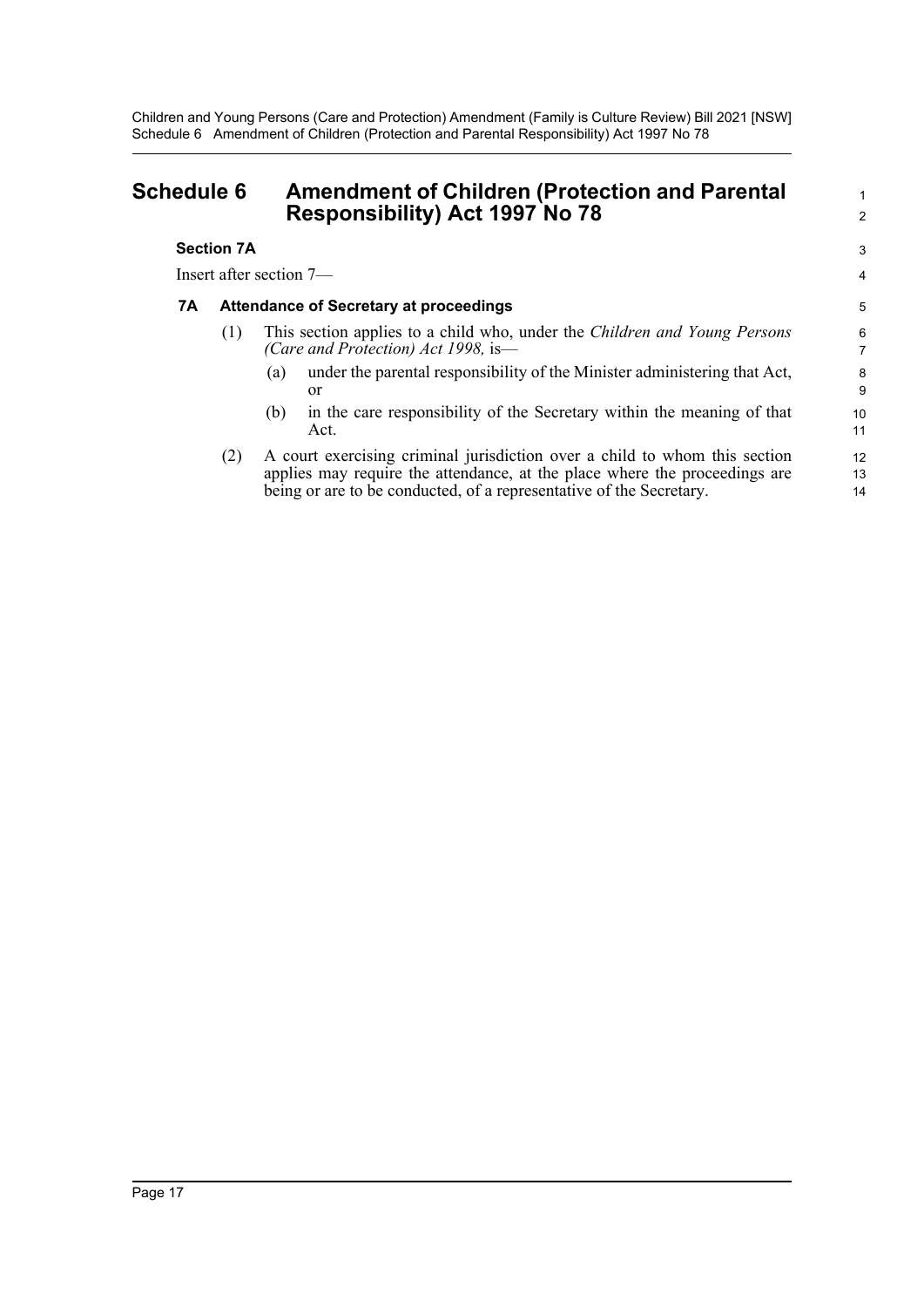# Schedule 6 Amendment of Children (Protection and Parental Responsibility) Act 1997 No 78

### Section 7A

Insert after section 7—

#### 7A Attendance of Secretary at proceedings

(1) This section applies to a child who, under the *Children and Young Persons (Care and Protection) Act 1998,* is—

(a) under the parental responsibility of the Minister administering that Act, or

(b) in the care responsibility of the Secretary within the meaning of that Act.

(2) A court exercising criminal jurisdiction over a child to whom this section applies may require the attendance, at the place where the proceedings are being or are to be conducted, of a representative of the Secretary.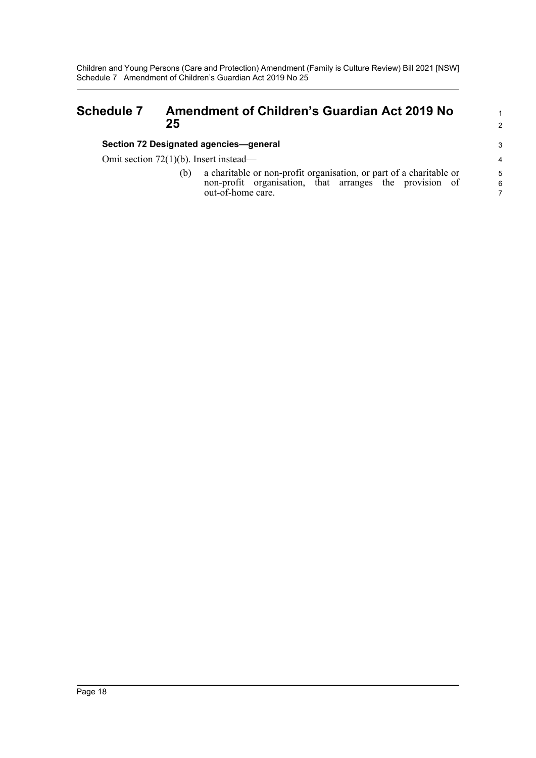# Schedule 7 Amendment of Children's Guardian Act 2019 No 25

### Section 72 Designated agencies—general

Omit section 72(1)(b). Insert instead—

(b) a charitable or non-profit organisation, or part of a charitable or non-profit organisation, that arranges the provision of out-of-home care.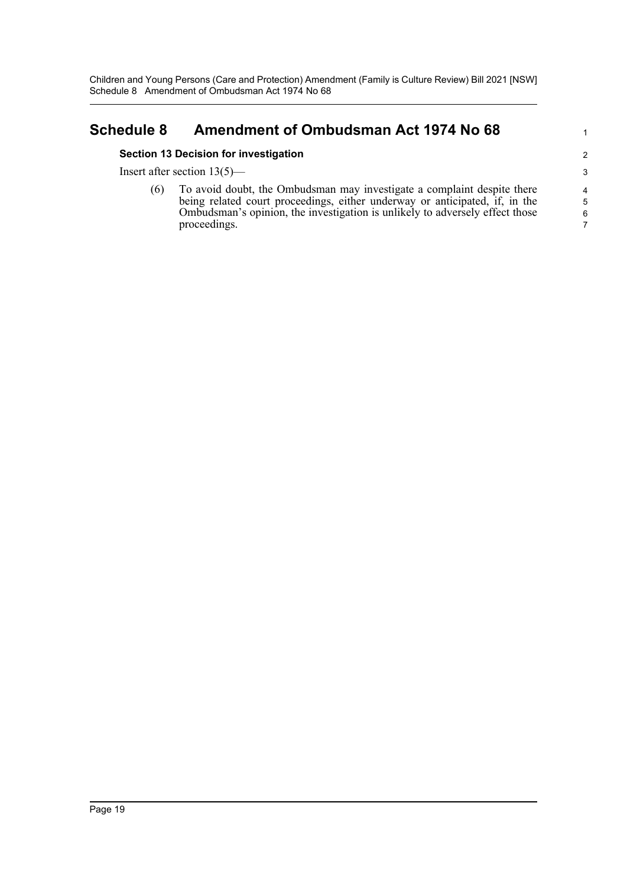## Schedule 8 Amendment of Ombudsman Act 1974 No 68

### Section 13 Decision for investigation

Insert after section 13(5)—

(6) To avoid doubt, the Ombudsman may investigate a complaint despite there being related court proceedings, either underway or anticipated, if, in the Ombudsman's opinion, the investigation is unlikely to adversely effect those proceedings.